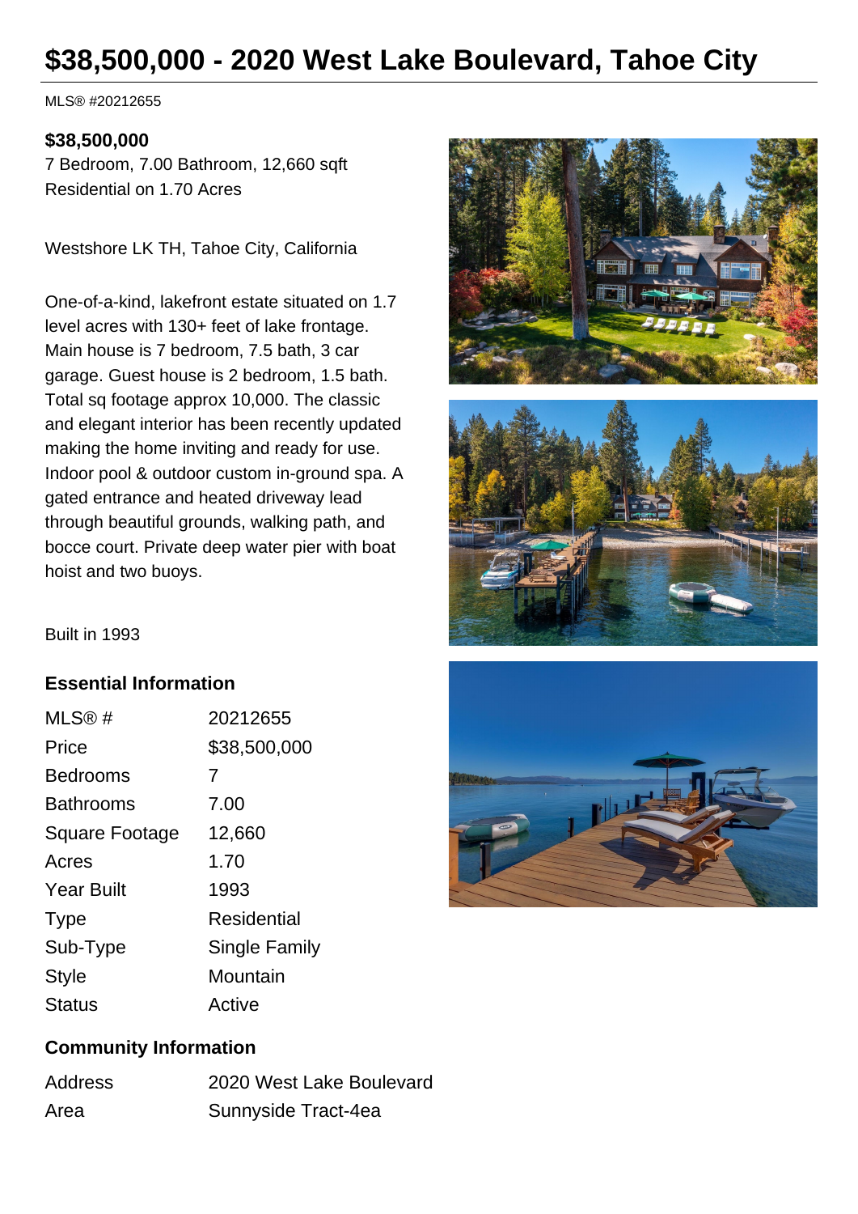# $38,500,000 - 2020 West Lake Boulevard, Tahoe City

MLS® #20212655

**$38,500,000**

7 Bedroom, 7.00 Bathroom, 12,660 sqft

Residential on 1.70 Acres

Westshore LK TH, Tahoe City, California

One-of-a-kind, lakefront estate situated on 1.7 level acres with 130+ feet of lake frontage. Main house is 7 bedroom, 7.5 bath, 3 car garage. Guest house is 2 bedroom, 1.5 bath. Total sq footage approx 10,000. The classic and elegant interior has been recently updated making the home inviting and ready for use. Indoor pool & outdoor custom in-ground spa. A gated entrance and heated driveway lead through beautiful grounds, walking path, and bocce court. Private deep water pier with boat hoist and two buoys.

Built in 1993

## Essential Information

| | |
|---|---|
| MLS® # | 20212655 |
| Price | $38,500,000 |
| Bedrooms | 7 |
| Bathrooms | 7.00 |
| Square Footage | 12,660 |
| Acres | 1.70 |
| Year Built | 1993 |
| Type | Residential |
| Sub-Type | Single Family |
| Style | Mountain |
| Status | Active |

## Community Information

| | |
|---|---|
| Address | 2020 West Lake Boulevard |
| Area | Sunnyside Tract-4ea |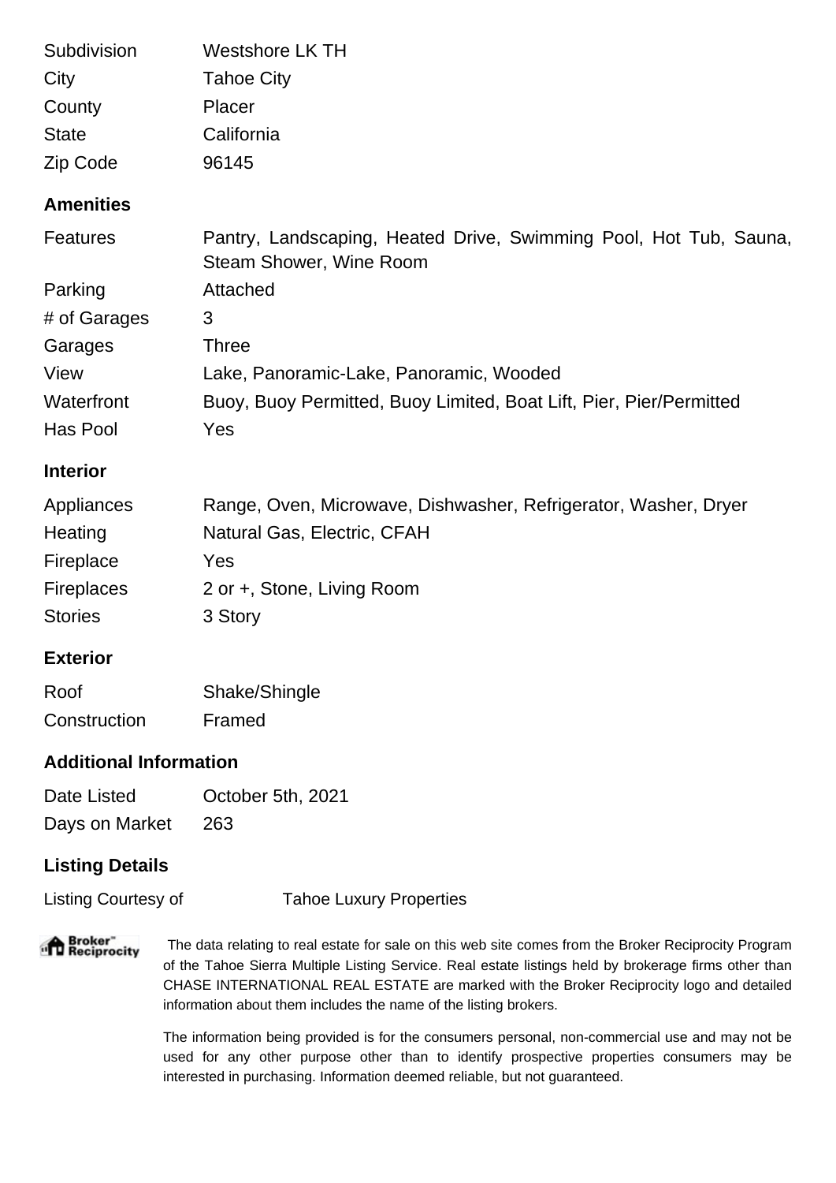| | |
|---|---|
| Subdivision | Westshore LK TH |
| City | Tahoe City |
| County | Placer |
| State | California |
| Zip Code | 96145 |

## Amenities

| | |
|---|---|
| Features | Pantry, Landscaping, Heated Drive, Swimming Pool, Hot Tub, Sauna, Steam Shower, Wine Room |
| Parking | Attached |
| # of Garages | 3 |
| Garages | Three |
| View | Lake, Panoramic-Lake, Panoramic, Wooded |
| Waterfront | Buoy, Buoy Permitted, Buoy Limited, Boat Lift, Pier, Pier/Permitted |
| Has Pool | Yes |

## Interior

| | |
|---|---|
| Appliances | Range, Oven, Microwave, Dishwasher, Refrigerator, Washer, Dryer |
| Heating | Natural Gas, Electric, CFAH |
| Fireplace | Yes |
| Fireplaces | 2 or +, Stone, Living Room |
| Stories | 3 Story |

## Exterior

| | |
|---|---|
| Roof | Shake/Shingle |
| Construction | Framed |

## Additional Information

| | |
|---|---|
| Date Listed | October 5th, 2021 |
| Days on Market | 263 |

## Listing Details

| | |
|---|---|
| Listing Courtesy of | Tahoe Luxury Properties |

Broker Reciprocity

The data relating to real estate for sale on this web site comes from the Broker Reciprocity Program of the Tahoe Sierra Multiple Listing Service. Real estate listings held by brokerage firms other than CHASE INTERNATIONAL REAL ESTATE are marked with the Broker Reciprocity logo and detailed information about them includes the name of the listing brokers.

The information being provided is for the consumers personal, non-commercial use and may not be used for any other purpose other than to identify prospective properties consumers may be interested in purchasing. Information deemed reliable, but not guaranteed.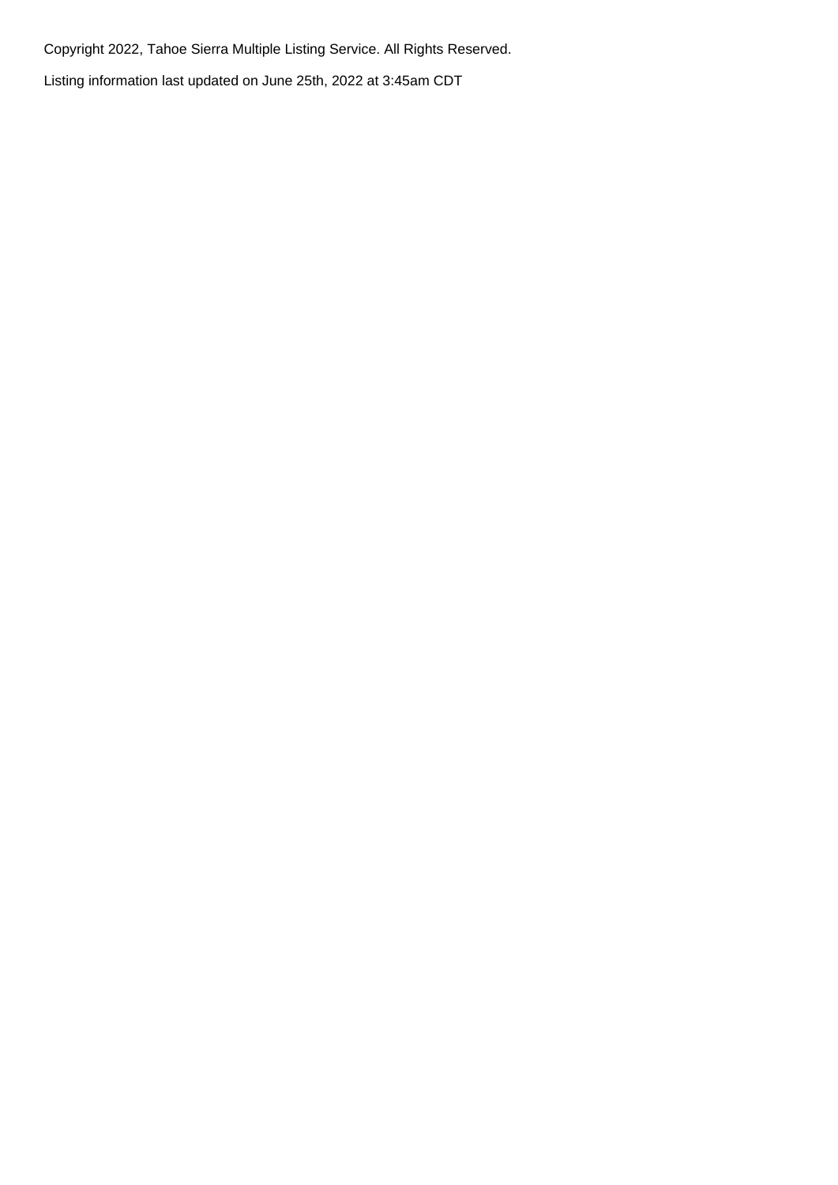Copyright 2022, Tahoe Sierra Multiple Listing Service. All Rights Reserved.

Listing information last updated on June 25th, 2022 at 3:45am CDT